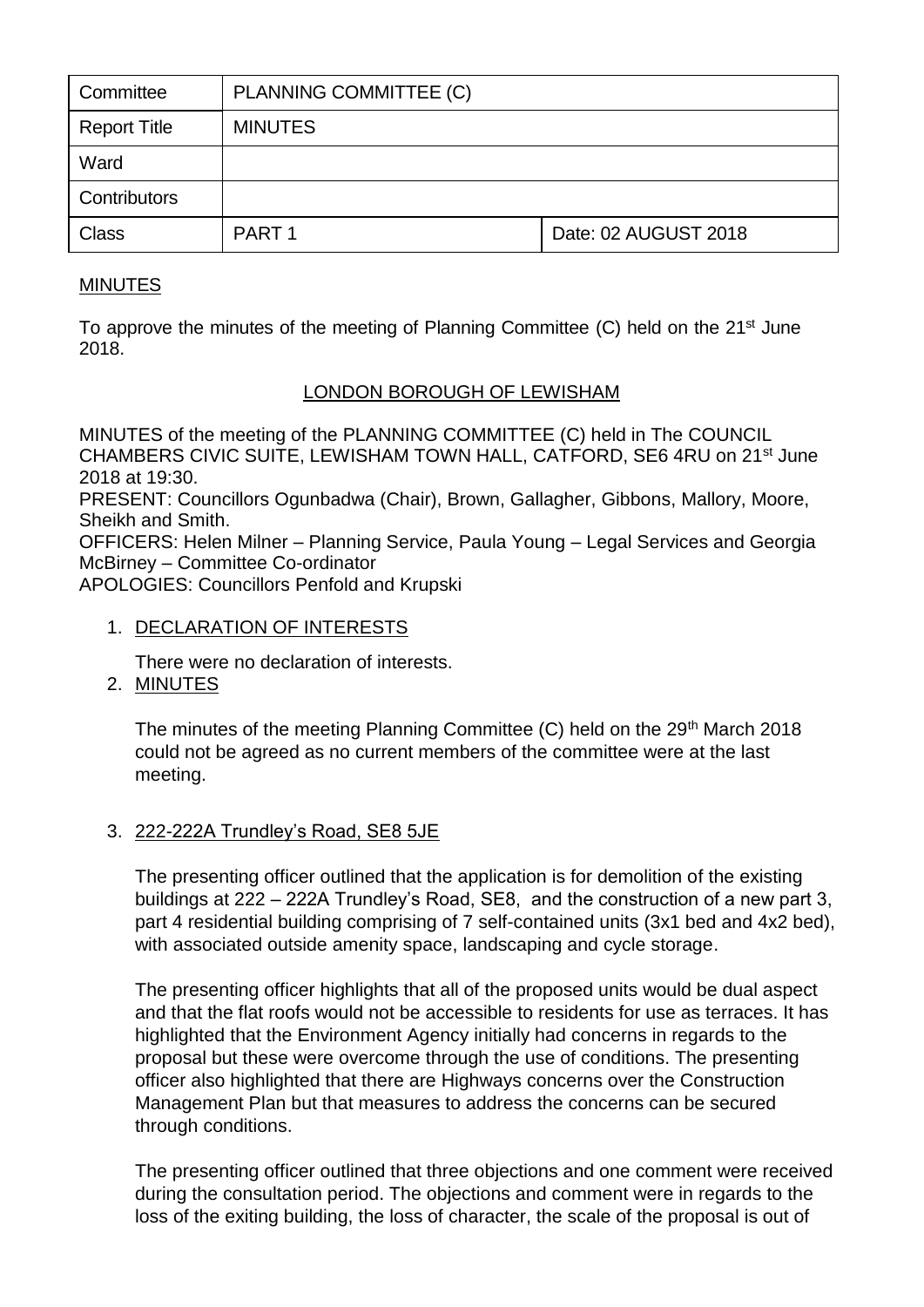| Committee | PLANNING COMMITTEE (C) | |
| --- | --- | --- |
| Report Title | MINUTES | |
| Ward | | |
| Contributors | | |
| Class | PART 1 | Date: 02 AUGUST 2018 |

MINUTES

To approve the minutes of the meeting of Planning Committee (C) held on the 21st June 2018.

LONDON BOROUGH OF LEWISHAM

MINUTES of the meeting of the PLANNING COMMITTEE (C) held in The COUNCIL CHAMBERS CIVIC SUITE, LEWISHAM TOWN HALL, CATFORD, SE6 4RU on 21st June 2018 at 19:30.

PRESENT: Councillors Ogunbadwa (Chair), Brown, Gallagher, Gibbons, Mallory, Moore, Sheikh and Smith.

OFFICERS: Helen Milner – Planning Service, Paula Young – Legal Services and Georgia McBirney – Committee Co-ordinator

APOLOGIES: Councillors Penfold and Krupski

1. DECLARATION OF INTERESTS

   There were no declaration of interests.

2. MINUTES

   The minutes of the meeting Planning Committee (C) held on the 29th March 2018 could not be agreed as no current members of the committee were at the last meeting.

3. 222-222A Trundley's Road, SE8 5JE

   The presenting officer outlined that the application is for demolition of the existing buildings at 222 – 222A Trundley's Road, SE8, and the construction of a new part 3, part 4 residential building comprising of 7 self-contained units (3x1 bed and 4x2 bed), with associated outside amenity space, landscaping and cycle storage.

   The presenting officer highlights that all of the proposed units would be dual aspect and that the flat roofs would not be accessible to residents for use as terraces. It has highlighted that the Environment Agency initially had concerns in regards to the proposal but these were overcome through the use of conditions. The presenting officer also highlighted that there are Highways concerns over the Construction Management Plan but that measures to address the concerns can be secured through conditions.

   The presenting officer outlined that three objections and one comment were received during the consultation period. The objections and comment were in regards to the loss of the exiting building, the loss of character, the scale of the proposal is out of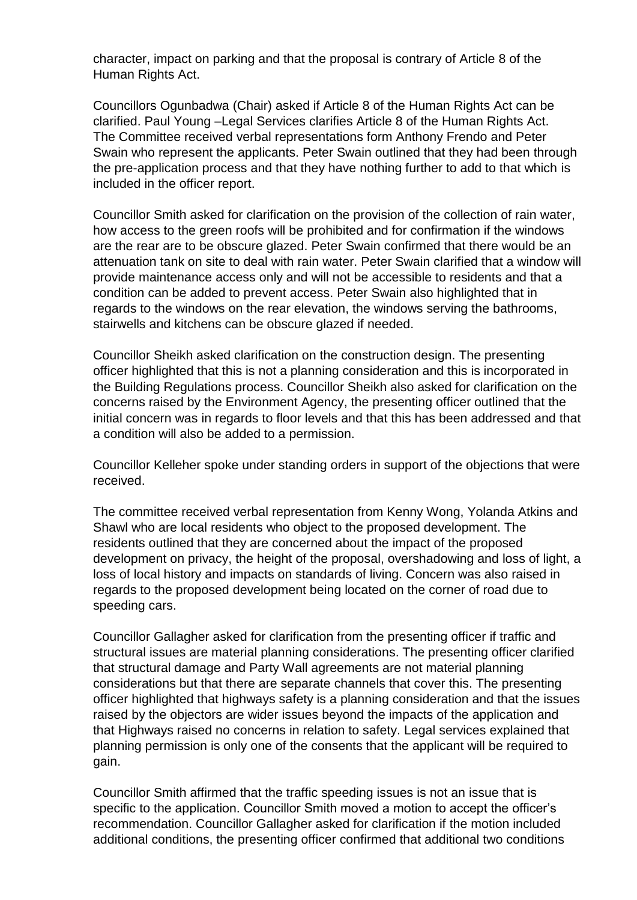character, impact on parking and that the proposal is contrary of Article 8 of the Human Rights Act.

Councillors Ogunbadwa (Chair) asked if Article 8 of the Human Rights Act can be clarified. Paul Young –Legal Services clarifies Article 8 of the Human Rights Act. The Committee received verbal representations form Anthony Frendo and Peter Swain who represent the applicants. Peter Swain outlined that they had been through the pre-application process and that they have nothing further to add to that which is included in the officer report.

Councillor Smith asked for clarification on the provision of the collection of rain water, how access to the green roofs will be prohibited and for confirmation if the windows are the rear are to be obscure glazed. Peter Swain confirmed that there would be an attenuation tank on site to deal with rain water. Peter Swain clarified that a window will provide maintenance access only and will not be accessible to residents and that a condition can be added to prevent access. Peter Swain also highlighted that in regards to the windows on the rear elevation, the windows serving the bathrooms, stairwells and kitchens can be obscure glazed if needed.

Councillor Sheikh asked clarification on the construction design. The presenting officer highlighted that this is not a planning consideration and this is incorporated in the Building Regulations process. Councillor Sheikh also asked for clarification on the concerns raised by the Environment Agency, the presenting officer outlined that the initial concern was in regards to floor levels and that this has been addressed and that a condition will also be added to a permission.

Councillor Kelleher spoke under standing orders in support of the objections that were received.

The committee received verbal representation from Kenny Wong, Yolanda Atkins and Shawl who are local residents who object to the proposed development. The residents outlined that they are concerned about the impact of the proposed development on privacy, the height of the proposal, overshadowing and loss of light, a loss of local history and impacts on standards of living. Concern was also raised in regards to the proposed development being located on the corner of road due to speeding cars.

Councillor Gallagher asked for clarification from the presenting officer if traffic and structural issues are material planning considerations. The presenting officer clarified that structural damage and Party Wall agreements are not material planning considerations but that there are separate channels that cover this. The presenting officer highlighted that highways safety is a planning consideration and that the issues raised by the objectors are wider issues beyond the impacts of the application and that Highways raised no concerns in relation to safety. Legal services explained that planning permission is only one of the consents that the applicant will be required to gain.

Councillor Smith affirmed that the traffic speeding issues is not an issue that is specific to the application. Councillor Smith moved a motion to accept the officer's recommendation. Councillor Gallagher asked for clarification if the motion included additional conditions, the presenting officer confirmed that additional two conditions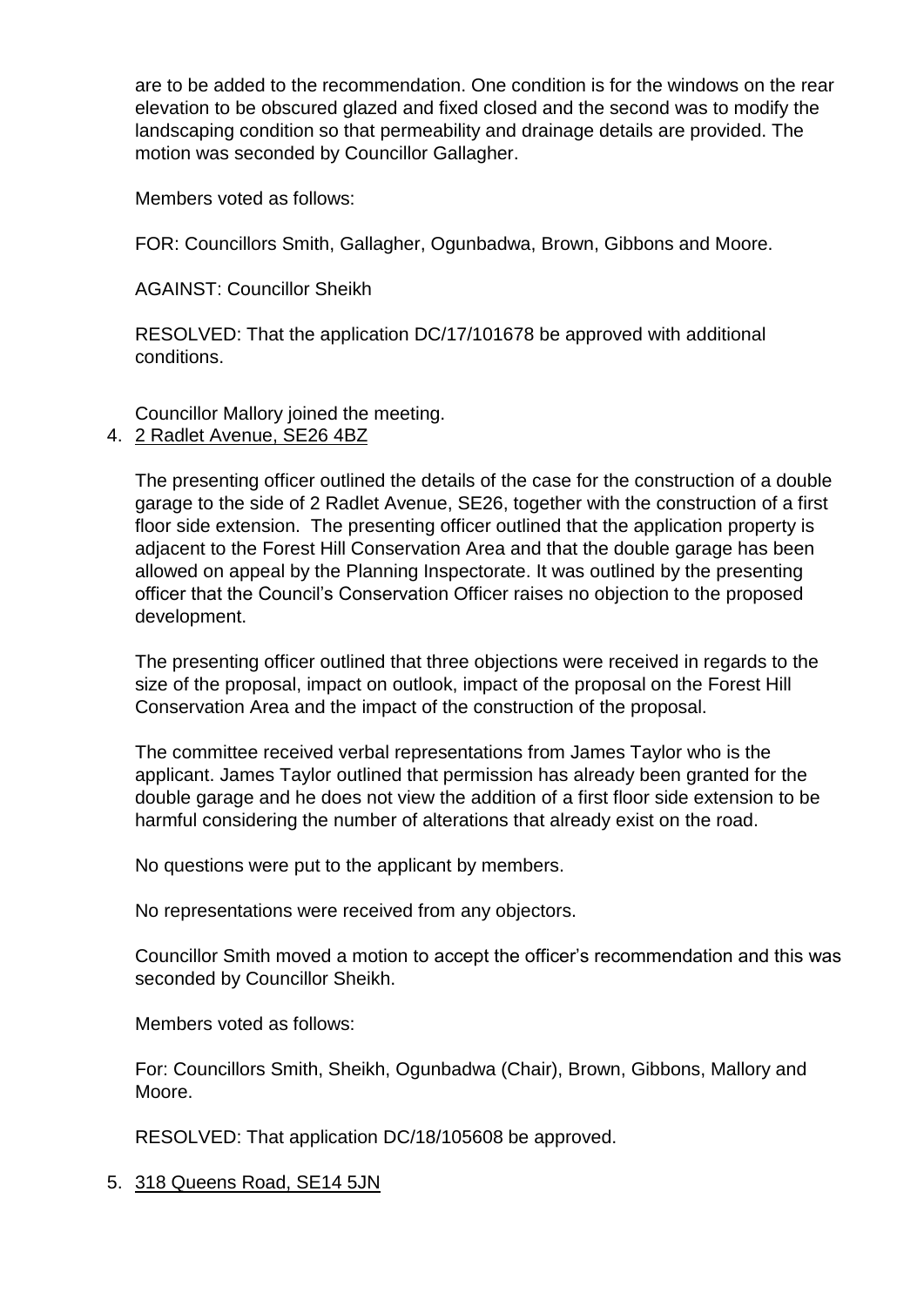are to be added to the recommendation. One condition is for the windows on the rear elevation to be obscured glazed and fixed closed and the second was to modify the landscaping condition so that permeability and drainage details are provided. The motion was seconded by Councillor Gallagher.

Members voted as follows:

FOR: Councillors Smith, Gallagher, Ogunbadwa, Brown, Gibbons and Moore.

AGAINST: Councillor Sheikh

RESOLVED: That the application DC/17/101678 be approved with additional conditions.

Councillor Mallory joined the meeting.

4. <u>2 Radlet Avenue, SE26 4BZ</u>

   The presenting officer outlined the details of the case for the construction of a double garage to the side of 2 Radlet Avenue, SE26, together with the construction of a first floor side extension. The presenting officer outlined that the application property is adjacent to the Forest Hill Conservation Area and that the double garage has been allowed on appeal by the Planning Inspectorate. It was outlined by the presenting officer that the Council's Conservation Officer raises no objection to the proposed development.

   The presenting officer outlined that three objections were received in regards to the size of the proposal, impact on outlook, impact of the proposal on the Forest Hill Conservation Area and the impact of the construction of the proposal.

   The committee received verbal representations from James Taylor who is the applicant. James Taylor outlined that permission has already been granted for the double garage and he does not view the addition of a first floor side extension to be harmful considering the number of alterations that already exist on the road.

   No questions were put to the applicant by members.

   No representations were received from any objectors.

   Councillor Smith moved a motion to accept the officer's recommendation and this was seconded by Councillor Sheikh.

   Members voted as follows:

   For: Councillors Smith, Sheikh, Ogunbadwa (Chair), Brown, Gibbons, Mallory and Moore.

   RESOLVED: That application DC/18/105608 be approved.

5. <u>318 Queens Road, SE14 5JN</u>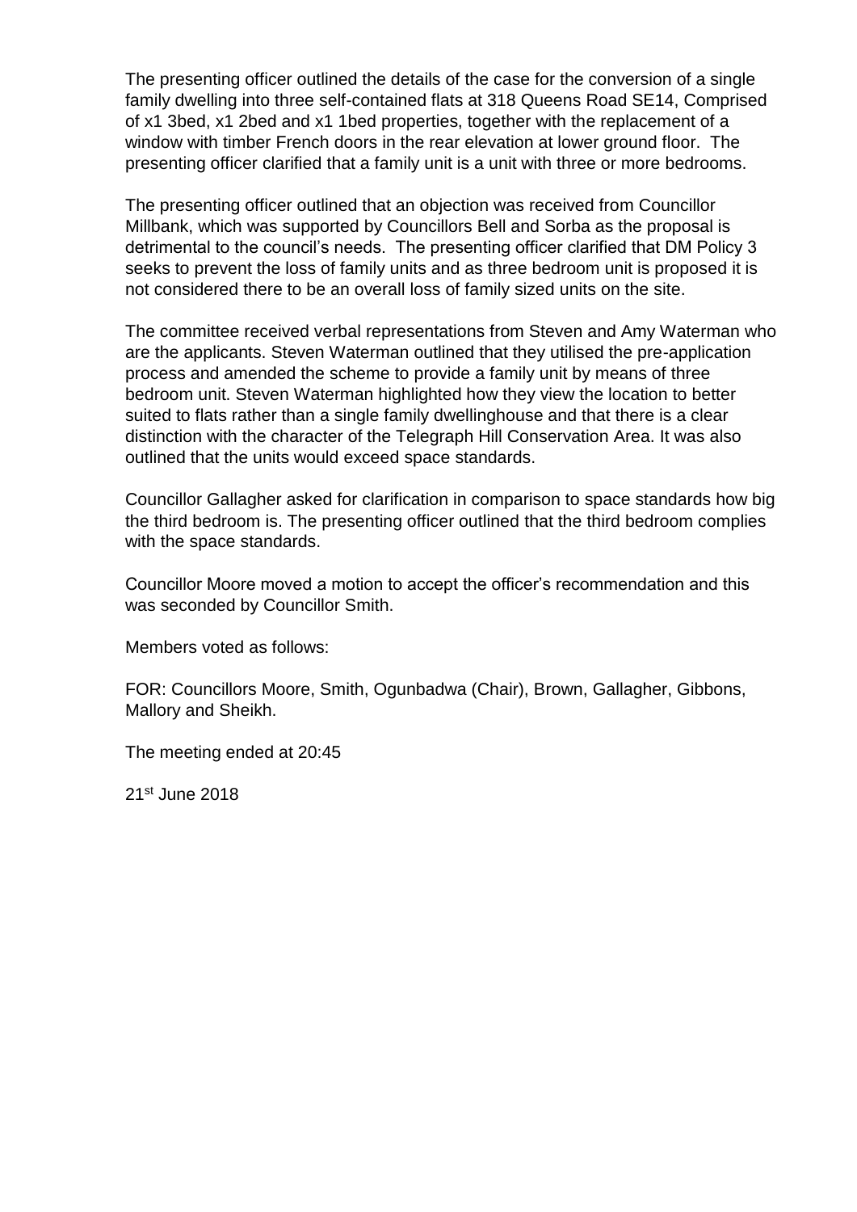The presenting officer outlined the details of the case for the conversion of a single family dwelling into three self-contained flats at 318 Queens Road SE14, Comprised of x1 3bed, x1 2bed and x1 1bed properties, together with the replacement of a window with timber French doors in the rear elevation at lower ground floor. The presenting officer clarified that a family unit is a unit with three or more bedrooms.

The presenting officer outlined that an objection was received from Councillor Millbank, which was supported by Councillors Bell and Sorba as the proposal is detrimental to the council's needs. The presenting officer clarified that DM Policy 3 seeks to prevent the loss of family units and as three bedroom unit is proposed it is not considered there to be an overall loss of family sized units on the site.

The committee received verbal representations from Steven and Amy Waterman who are the applicants. Steven Waterman outlined that they utilised the pre-application process and amended the scheme to provide a family unit by means of three bedroom unit. Steven Waterman highlighted how they view the location to better suited to flats rather than a single family dwellinghouse and that there is a clear distinction with the character of the Telegraph Hill Conservation Area. It was also outlined that the units would exceed space standards.

Councillor Gallagher asked for clarification in comparison to space standards how big the third bedroom is. The presenting officer outlined that the third bedroom complies with the space standards.

Councillor Moore moved a motion to accept the officer's recommendation and this was seconded by Councillor Smith.

Members voted as follows:

FOR: Councillors Moore, Smith, Ogunbadwa (Chair), Brown, Gallagher, Gibbons, Mallory and Sheikh.

The meeting ended at 20:45

21st June 2018